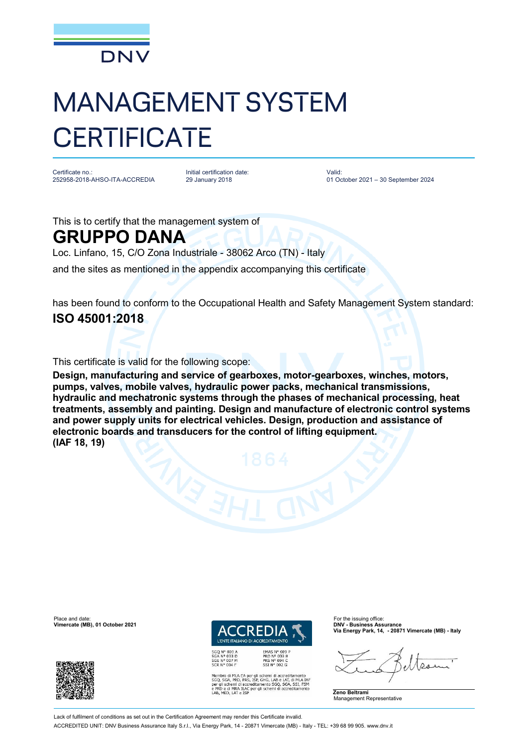DNV

# MANAGEMENT SYSTEM CERTIFICATE

| Certificate no.: | Initial certification date: | Valid: |
| --- | --- | --- |
| 252958-2018-AHSO-ITA-ACCREDIA | 29 January 2018 | 01 October 2021 – 30 September 2024 |

This is to certify that the management system of

## GRUPPO DANA

Loc. Linfano, 15, C/O Zona Industriale - 38062 Arco (TN) - Italy

and the sites as mentioned in the appendix accompanying this certificate

has been found to conform to the Occupational Health and Safety Management System standard:

**ISO 45001:2018**

This certificate is valid for the following scope:

**Design, manufacturing and service of gearboxes, motor-gearboxes, winches, motors, pumps, valves, mobile valves, hydraulic power packs, mechanical transmissions, hydraulic and mechatronic systems through the phases of mechanical processing, heat treatments, assembly and painting. Design and manufacture of electronic control systems and power supply units for electrical vehicles. Design, production and assistance of electronic boards and transducers for the control of lifting equipment.**
**(IAF 18, 19)**

Place and date:
**Vimercate (MB), 01 October 2021**

ACCREDIA
L'ENTE ITALIANO DI ACCREDITAMENTO

SGQ N° 003 A
SGA N° 003 D
SGE N° 007 M
SCR N° 004 F

EMAS N° 009 P
PRD N° 003 B
PRS N° 094 C
SSI N° 002 G

Membro di MLA EA per gli schemi di accreditamento SGQ, SGA, PRD, PRS, ISP, GHG, LAB e LAT, di MLA IAF per gli schemi di accreditamento SGQ, SGA, SSI, FSM e PRD e di MRA ILAC per gli schemi di accreditamento LAB, MED, LAT e ISP

For the issuing office:
**DNV - Business Assurance**
**Via Energy Park, 14, - 20871 Vimercate (MB) - Italy**

**Zeno Beltrami**
Management Representative

Lack of fulfilment of conditions as set out in the Certification Agreement may render this Certificate invalid.

ACCREDITED UNIT: DNV Business Assurance Italy S.r.l., Via Energy Park, 14 - 20871 Vimercate (MB) - Italy - TEL: +39 68 99 905. www.dnv.it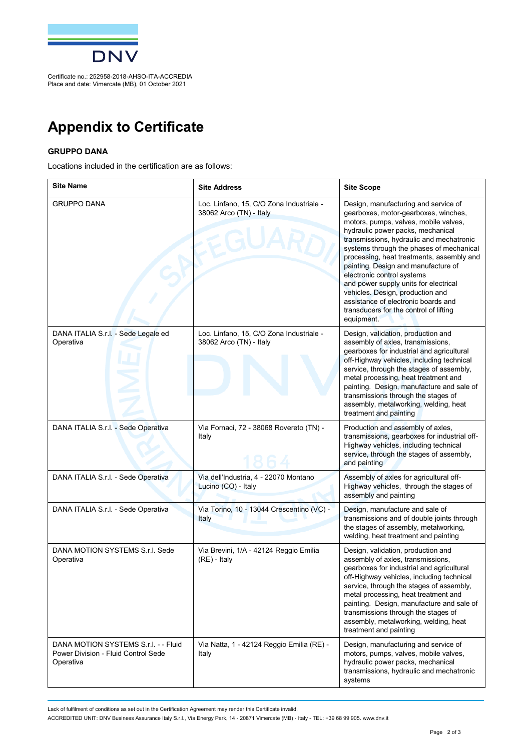Certificate no.: 252958-2018-AHSO-ITA-ACCREDIA
Place and date: Vimercate (MB), 01 October 2021

# Appendix to Certificate

**GRUPPO DANA**

Locations included in the certification are as follows:

| Site Name | Site Address | Site Scope |
|---|---|---|
| GRUPPO DANA | Loc. Linfano, 15, C/O Zona Industriale - 38062 Arco (TN) - Italy | Design, manufacturing and service of gearboxes, motor-gearboxes, winches, motors, pumps, valves, mobile valves, hydraulic power packs, mechanical transmissions, hydraulic and mechatronic systems through the phases of mechanical processing, heat treatments, assembly and painting. Design and manufacture of electronic control systems and power supply units for electrical vehicles. Design, production and assistance of electronic boards and transducers for the control of lifting equipment. |
| DANA ITALIA S.r.l. - Sede Legale ed Operativa | Loc. Linfano, 15, C/O Zona Industriale - 38062 Arco (TN) - Italy | Design, validation, production and assembly of axles, transmissions, gearboxes for industrial and agricultural off-Highway vehicles, including technical service, through the stages of assembly, metal processing, heat treatment and painting. Design, manufacture and sale of transmissions through the stages of assembly, metalworking, welding, heat treatment and painting |
| DANA ITALIA S.r.l. - Sede Operativa | Via Fornaci, 72 - 38068 Rovereto (TN) - Italy | Production and assembly of axles, transmissions, gearboxes for industrial off-Highway vehicles, including technical service, through the stages of assembly, and painting |
| DANA ITALIA S.r.l. - Sede Operativa | Via dell'Industria, 4 - 22070 Montano Lucino (CO) - Italy | Assembly of axles for agricultural off-Highway vehicles, through the stages of assembly and painting |
| DANA ITALIA S.r.l. - Sede Operativa | Via Torino, 10 - 13044 Crescentino (VC) - Italy | Design, manufacture and sale of transmissions and of double joints through the stages of assembly, metalworking, welding, heat treatment and painting |
| DANA MOTION SYSTEMS S.r.l. Sede Operativa | Via Brevini, 1/A - 42124 Reggio Emilia (RE) - Italy | Design, validation, production and assembly of axles, transmissions, gearboxes for industrial and agricultural off-Highway vehicles, including technical service, through the stages of assembly, metal processing, heat treatment and painting. Design, manufacture and sale of transmissions through the stages of assembly, metalworking, welding, heat treatment and painting |
| DANA MOTION SYSTEMS S.r.l. - - Fluid Power Division - Fluid Control Sede Operativa | Via Natta, 1 - 42124 Reggio Emilia (RE) - Italy | Design, manufacturing and service of motors, pumps, valves, mobile valves, hydraulic power packs, mechanical transmissions, hydraulic and mechatronic systems |

Lack of fulfilment of conditions as set out in the Certification Agreement may render this Certificate invalid.

ACCREDITED UNIT: DNV Business Assurance Italy S.r.l., Via Energy Park, 14 - 20871 Vimercate (MB) - Italy - TEL: +39 68 99 905. www.dnv.it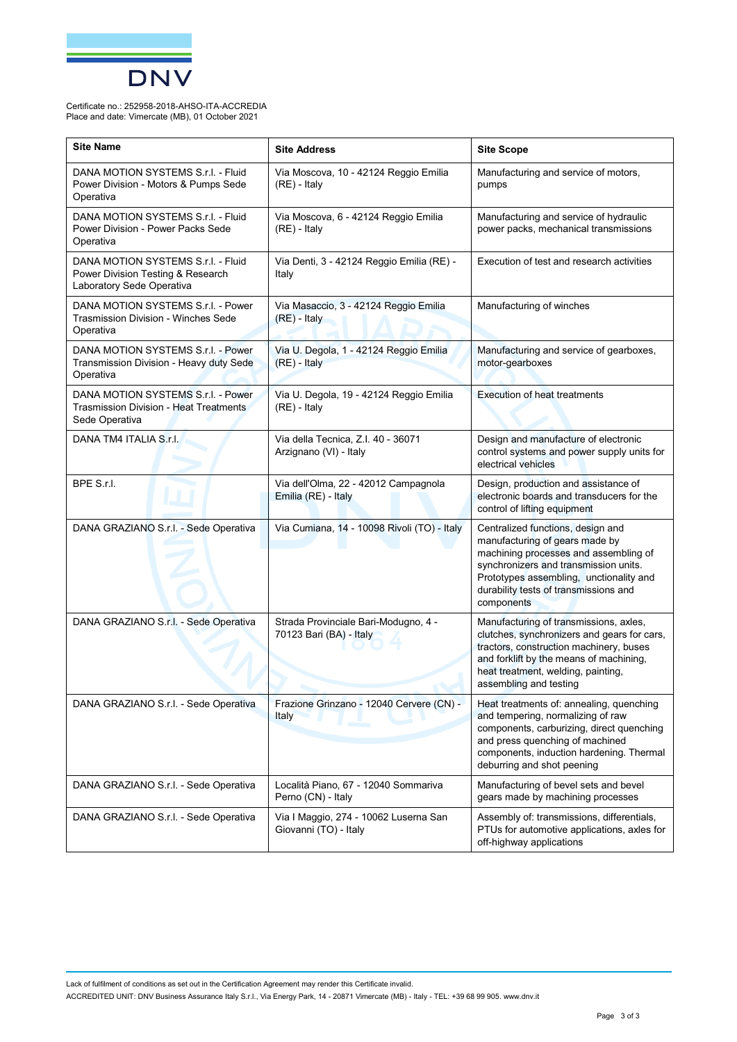DNV

Certificate no.: 252958-2018-AHSO-ITA-ACCREDIA
Place and date: Vimercate (MB), 01 October 2021

| Site Name | Site Address | Site Scope |
|---|---|---|
| DANA MOTION SYSTEMS S.r.l. - Fluid Power Division - Motors & Pumps Sede Operativa | Via Moscova, 10 - 42124 Reggio Emilia (RE) - Italy | Manufacturing and service of motors, pumps |
| DANA MOTION SYSTEMS S.r.l. - Fluid Power Division - Power Packs Sede Operativa | Via Moscova, 6 - 42124 Reggio Emilia (RE) - Italy | Manufacturing and service of hydraulic power packs, mechanical transmissions |
| DANA MOTION SYSTEMS S.r.l. - Fluid Power Division Testing & Research Laboratory Sede Operativa | Via Denti, 3 - 42124 Reggio Emilia (RE) - Italy | Execution of test and research activities |
| DANA MOTION SYSTEMS S.r.l. - Power Trasmission Division - Winches Sede Operativa | Via Masaccio, 3 - 42124 Reggio Emilia (RE) - Italy | Manufacturing of winches |
| DANA MOTION SYSTEMS S.r.l. - Power Transmission Division - Heavy duty Sede Operativa | Via U. Degola, 1 - 42124 Reggio Emilia (RE) - Italy | Manufacturing and service of gearboxes, motor-gearboxes |
| DANA MOTION SYSTEMS S.r.l. - Power Trasmission Division - Heat Treatments Sede Operativa | Via U. Degola, 19 - 42124 Reggio Emilia (RE) - Italy | Execution of heat treatments |
| DANA TM4 ITALIA S.r.l. | Via della Tecnica, Z.I. 40 - 36071 Arzignano (VI) - Italy | Design and manufacture of electronic control systems and power supply units for electrical vehicles |
| BPE S.r.l. | Via dell'Olma, 22 - 42012 Campagnola Emilia (RE) - Italy | Design, production and assistance of electronic boards and transducers for the control of lifting equipment |
| DANA GRAZIANO S.r.l. - Sede Operativa | Via Cumiana, 14 - 10098 Rivoli (TO) - Italy | Centralized functions, design and manufacturing of gears made by machining processes and assembling of synchronizers and transmission units. Prototypes assembling, unctionality and durability tests of transmissions and components |
| DANA GRAZIANO S.r.l. - Sede Operativa | Strada Provinciale Bari-Modugno, 4 - 70123 Bari (BA) - Italy | Manufacturing of transmissions, axles, clutches, synchronizers and gears for cars, tractors, construction machinery, buses and forklift by the means of machining, heat treatment, welding, painting, assembling and testing |
| DANA GRAZIANO S.r.l. - Sede Operativa | Frazione Grinzano - 12040 Cervere (CN) - Italy | Heat treatments of: annealing, quenching and tempering, normalizing of raw components, carburizing, direct quenching and press quenching of machined components, induction hardening. Thermal deburring and shot peening |
| DANA GRAZIANO S.r.l. - Sede Operativa | Località Piano, 67 - 12040 Sommariva Perno (CN) - Italy | Manufacturing of bevel sets and bevel gears made by machining processes |
| DANA GRAZIANO S.r.l. - Sede Operativa | Via I Maggio, 274 - 10062 Luserna San Giovanni (TO) - Italy | Assembly of: transmissions, differentials, PTUs for automotive applications, axles for off-highway applications |

Lack of fulfilment of conditions as set out in the Certification Agreement may render this Certificate invalid.

ACCREDITED UNIT: DNV Business Assurance Italy S.r.l., Via Energy Park, 14 - 20871 Vimercate (MB) - Italy - TEL: +39 68 99 905. www.dnv.it